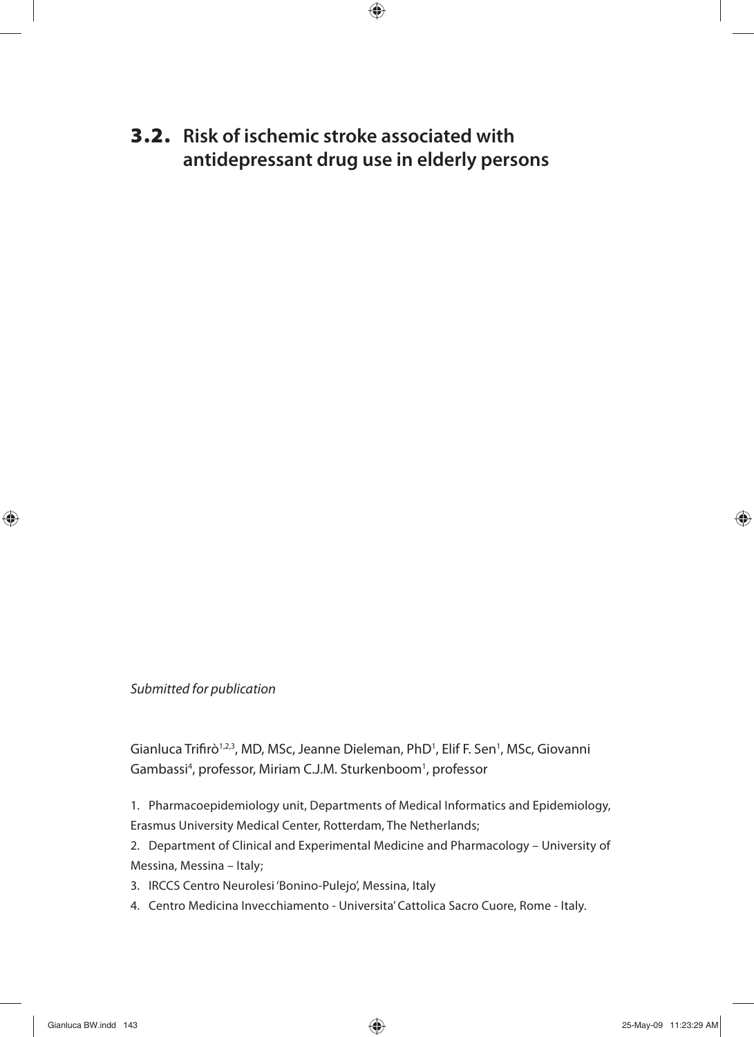# 3.2. Risk of ischemic stroke associated with antidepressant drug use in elderly persons

*Submitted for publication*

Gianluca Trifirò[1,2,3], MD, MSc, Jeanne Dieleman, PhD[1], Elif F. Sen[1], MSc, Giovanni Gambassi[4], professor, Miriam C.J.M. Sturkenboom[1], professor

1. Pharmacoepidemiology unit, Departments of Medical Informatics and Epidemiology, Erasmus University Medical Center, Rotterdam, The Netherlands;
2. Department of Clinical and Experimental Medicine and Pharmacology – University of Messina, Messina – Italy;
3. IRCCS Centro Neurolesi 'Bonino-Pulejo', Messina, Italy
4. Centro Medicina Invecchiamento - Universita' Cattolica Sacro Cuore, Rome - Italy.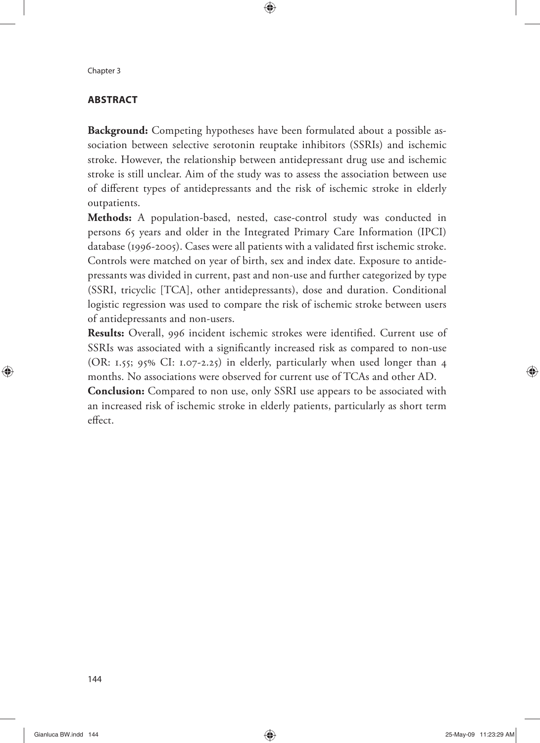## ABSTRACT

**Background:** Competing hypotheses have been formulated about a possible association between selective serotonin reuptake inhibitors (SSRIs) and ischemic stroke. However, the relationship between antidepressant drug use and ischemic stroke is still unclear. Aim of the study was to assess the association between use of different types of antidepressants and the risk of ischemic stroke in elderly outpatients.

**Methods:** A population-based, nested, case-control study was conducted in persons 65 years and older in the Integrated Primary Care Information (IPCI) database (1996-2005). Cases were all patients with a validated first ischemic stroke. Controls were matched on year of birth, sex and index date. Exposure to antidepressants was divided in current, past and non-use and further categorized by type (SSRI, tricyclic [TCA], other antidepressants), dose and duration. Conditional logistic regression was used to compare the risk of ischemic stroke between users of antidepressants and non-users.

**Results:** Overall, 996 incident ischemic strokes were identified. Current use of SSRIs was associated with a significantly increased risk as compared to non-use (OR: 1.55; 95% CI: 1.07-2.25) in elderly, particularly when used longer than 4 months. No associations were observed for current use of TCAs and other AD.

**Conclusion:** Compared to non use, only SSRI use appears to be associated with an increased risk of ischemic stroke in elderly patients, particularly as short term effect.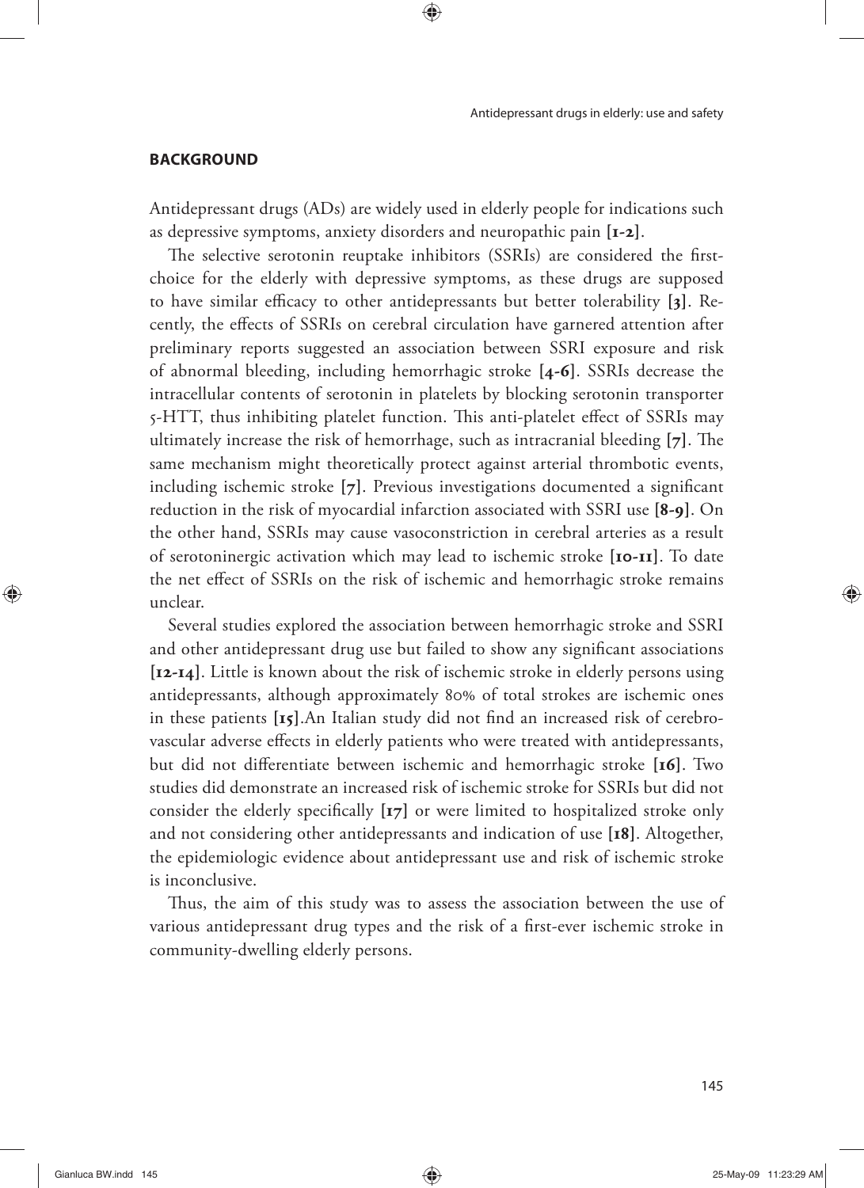## BACKGROUND

Antidepressant drugs (ADs) are widely used in elderly people for indications such as depressive symptoms, anxiety disorders and neuropathic pain **[1-2]**.

The selective serotonin reuptake inhibitors (SSRIs) are considered the first-choice for the elderly with depressive symptoms, as these drugs are supposed to have similar efficacy to other antidepressants but better tolerability **[3]**. Recently, the effects of SSRIs on cerebral circulation have garnered attention after preliminary reports suggested an association between SSRI exposure and risk of abnormal bleeding, including hemorrhagic stroke **[4-6]**. SSRIs decrease the intracellular contents of serotonin in platelets by blocking serotonin transporter 5-HTT, thus inhibiting platelet function. This anti-platelet effect of SSRIs may ultimately increase the risk of hemorrhage, such as intracranial bleeding **[7]**. The same mechanism might theoretically protect against arterial thrombotic events, including ischemic stroke **[7]**. Previous investigations documented a significant reduction in the risk of myocardial infarction associated with SSRI use **[8-9]**. On the other hand, SSRIs may cause vasoconstriction in cerebral arteries as a result of serotoninergic activation which may lead to ischemic stroke **[10-11]**. To date the net effect of SSRIs on the risk of ischemic and hemorrhagic stroke remains unclear.

Several studies explored the association between hemorrhagic stroke and SSRI and other antidepressant drug use but failed to show any significant associations **[12-14]**. Little is known about the risk of ischemic stroke in elderly persons using antidepressants, although approximately 80% of total strokes are ischemic ones in these patients **[15]**.An Italian study did not find an increased risk of cerebrovascular adverse effects in elderly patients who were treated with antidepressants, but did not differentiate between ischemic and hemorrhagic stroke **[16]**. Two studies did demonstrate an increased risk of ischemic stroke for SSRIs but did not consider the elderly specifically **[17]** or were limited to hospitalized stroke only and not considering other antidepressants and indication of use **[18]**. Altogether, the epidemiologic evidence about antidepressant use and risk of ischemic stroke is inconclusive.

Thus, the aim of this study was to assess the association between the use of various antidepressant drug types and the risk of a first-ever ischemic stroke in community-dwelling elderly persons.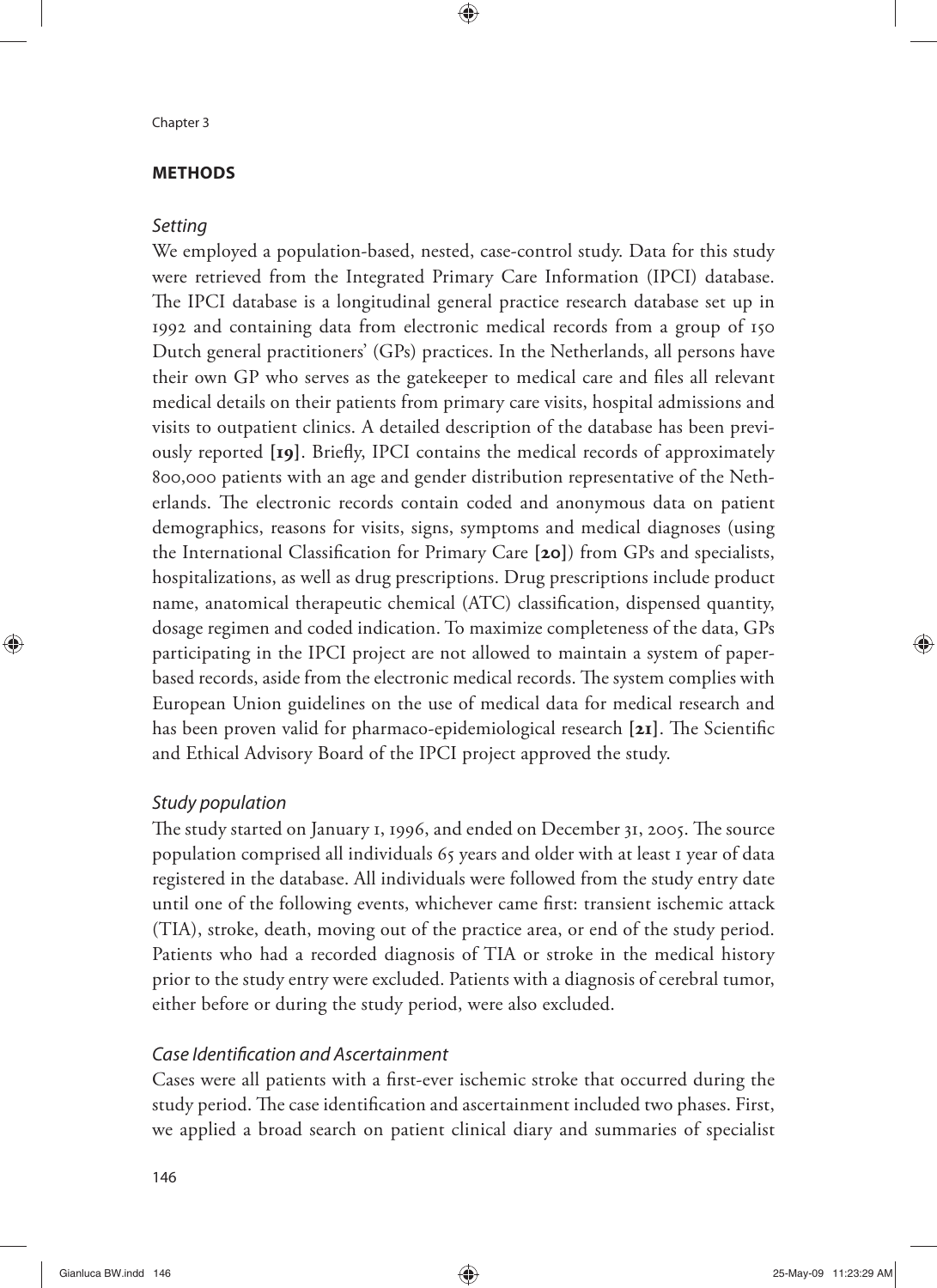## METHODS

### *Setting*

We employed a population-based, nested, case-control study. Data for this study were retrieved from the Integrated Primary Care Information (IPCI) database. The IPCI database is a longitudinal general practice research database set up in 1992 and containing data from electronic medical records from a group of 150 Dutch general practitioners' (GPs) practices. In the Netherlands, all persons have their own GP who serves as the gatekeeper to medical care and files all relevant medical details on their patients from primary care visits, hospital admissions and visits to outpatient clinics. A detailed description of the database has been previously reported **[19]**. Briefly, IPCI contains the medical records of approximately 800,000 patients with an age and gender distribution representative of the Netherlands. The electronic records contain coded and anonymous data on patient demographics, reasons for visits, signs, symptoms and medical diagnoses (using the International Classification for Primary Care **[20]**) from GPs and specialists, hospitalizations, as well as drug prescriptions. Drug prescriptions include product name, anatomical therapeutic chemical (ATC) classification, dispensed quantity, dosage regimen and coded indication. To maximize completeness of the data, GPs participating in the IPCI project are not allowed to maintain a system of paper-based records, aside from the electronic medical records. The system complies with European Union guidelines on the use of medical data for medical research and has been proven valid for pharmaco-epidemiological research **[21]**. The Scientific and Ethical Advisory Board of the IPCI project approved the study.

### *Study population*

The study started on January 1, 1996, and ended on December 31, 2005. The source population comprised all individuals 65 years and older with at least 1 year of data registered in the database. All individuals were followed from the study entry date until one of the following events, whichever came first: transient ischemic attack (TIA), stroke, death, moving out of the practice area, or end of the study period. Patients who had a recorded diagnosis of TIA or stroke in the medical history prior to the study entry were excluded. Patients with a diagnosis of cerebral tumor, either before or during the study period, were also excluded.

### *Case Identification and Ascertainment*

Cases were all patients with a first-ever ischemic stroke that occurred during the study period. The case identification and ascertainment included two phases. First, we applied a broad search on patient clinical diary and summaries of specialist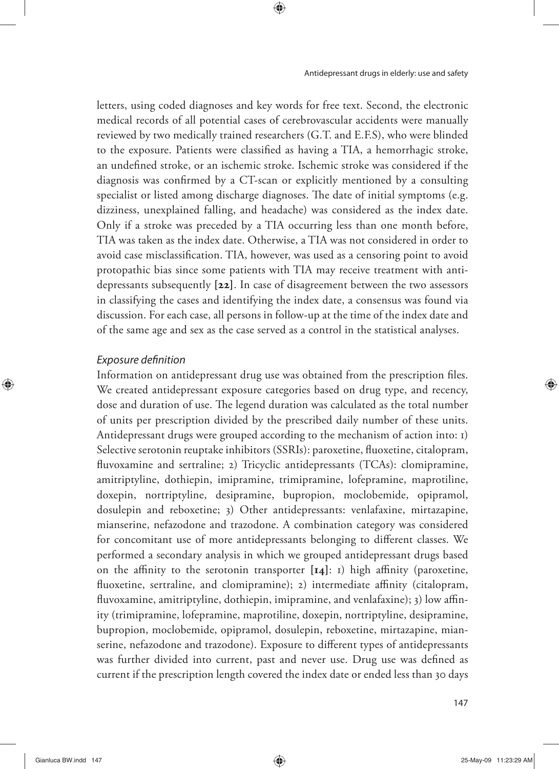letters, using coded diagnoses and key words for free text. Second, the electronic medical records of all potential cases of cerebrovascular accidents were manually reviewed by two medically trained researchers (G.T. and E.F.S), who were blinded to the exposure. Patients were classified as having a TIA, a hemorrhagic stroke, an undefined stroke, or an ischemic stroke. Ischemic stroke was considered if the diagnosis was confirmed by a CT-scan or explicitly mentioned by a consulting specialist or listed among discharge diagnoses. The date of initial symptoms (e.g. dizziness, unexplained falling, and headache) was considered as the index date. Only if a stroke was preceded by a TIA occurring less than one month before, TIA was taken as the index date. Otherwise, a TIA was not considered in order to avoid case misclassification. TIA, however, was used as a censoring point to avoid protopathic bias since some patients with TIA may receive treatment with antidepressants subsequently **[22]**. In case of disagreement between the two assessors in classifying the cases and identifying the index date, a consensus was found via discussion. For each case, all persons in follow-up at the time of the index date and of the same age and sex as the case served as a control in the statistical analyses.

### *Exposure definition*

Information on antidepressant drug use was obtained from the prescription files. We created antidepressant exposure categories based on drug type, and recency, dose and duration of use. The legend duration was calculated as the total number of units per prescription divided by the prescribed daily number of these units. Antidepressant drugs were grouped according to the mechanism of action into: 1) Selective serotonin reuptake inhibitors (SSRIs): paroxetine, fluoxetine, citalopram, fluvoxamine and sertraline; 2) Tricyclic antidepressants (TCAs): clomipramine, amitriptyline, dothiepin, imipramine, trimipramine, lofepramine, maprotiline, doxepin, nortriptyline, desipramine, bupropion, moclobemide, opipramol, dosulepin and reboxetine; 3) Other antidepressants: venlafaxine, mirtazapine, mianserine, nefazodone and trazodone. A combination category was considered for concomitant use of more antidepressants belonging to different classes. We performed a secondary analysis in which we grouped antidepressant drugs based on the affinity to the serotonin transporter **[14]**: 1) high affinity (paroxetine, fluoxetine, sertraline, and clomipramine); 2) intermediate affinity (citalopram, fluvoxamine, amitriptyline, dothiepin, imipramine, and venlafaxine); 3) low affinity (trimipramine, lofepramine, maprotiline, doxepin, nortriptyline, desipramine, bupropion, moclobemide, opipramol, dosulepin, reboxetine, mirtazapine, mianserine, nefazodone and trazodone). Exposure to different types of antidepressants was further divided into current, past and never use. Drug use was defined as current if the prescription length covered the index date or ended less than 30 days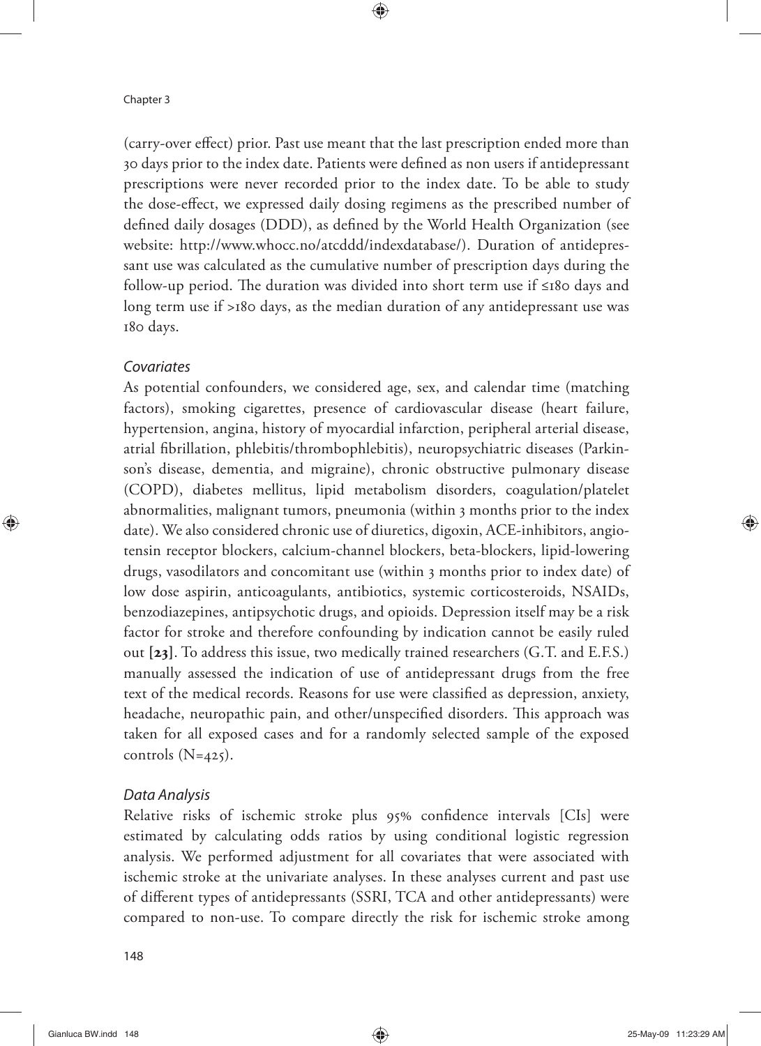(carry-over effect) prior. Past use meant that the last prescription ended more than 30 days prior to the index date. Patients were defined as non users if antidepressant prescriptions were never recorded prior to the index date. To be able to study the dose-effect, we expressed daily dosing regimens as the prescribed number of defined daily dosages (DDD), as defined by the World Health Organization (see website: http://www.whocc.no/atcddd/indexdatabase/). Duration of antidepressant use was calculated as the cumulative number of prescription days during the follow-up period. The duration was divided into short term use if ≤180 days and long term use if >180 days, as the median duration of any antidepressant use was 180 days.

### *Covariates*

As potential confounders, we considered age, sex, and calendar time (matching factors), smoking cigarettes, presence of cardiovascular disease (heart failure, hypertension, angina, history of myocardial infarction, peripheral arterial disease, atrial fibrillation, phlebitis/thrombophlebitis), neuropsychiatric diseases (Parkinson's disease, dementia, and migraine), chronic obstructive pulmonary disease (COPD), diabetes mellitus, lipid metabolism disorders, coagulation/platelet abnormalities, malignant tumors, pneumonia (within 3 months prior to the index date). We also considered chronic use of diuretics, digoxin, ACE-inhibitors, angiotensin receptor blockers, calcium-channel blockers, beta-blockers, lipid-lowering drugs, vasodilators and concomitant use (within 3 months prior to index date) of low dose aspirin, anticoagulants, antibiotics, systemic corticosteroids, NSAIDs, benzodiazepines, antipsychotic drugs, and opioids. Depression itself may be a risk factor for stroke and therefore confounding by indication cannot be easily ruled out **[23]**. To address this issue, two medically trained researchers (G.T. and E.F.S.) manually assessed the indication of use of antidepressant drugs from the free text of the medical records. Reasons for use were classified as depression, anxiety, headache, neuropathic pain, and other/unspecified disorders. This approach was taken for all exposed cases and for a randomly selected sample of the exposed controls (N=425).

### *Data Analysis*

Relative risks of ischemic stroke plus 95% confidence intervals [CIs] were estimated by calculating odds ratios by using conditional logistic regression analysis. We performed adjustment for all covariates that were associated with ischemic stroke at the univariate analyses. In these analyses current and past use of different types of antidepressants (SSRI, TCA and other antidepressants) were compared to non-use. To compare directly the risk for ischemic stroke among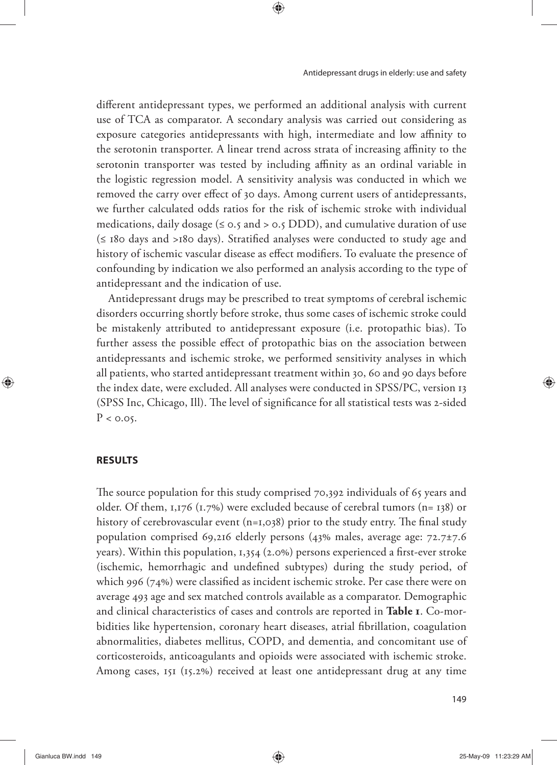different antidepressant types, we performed an additional analysis with current use of TCA as comparator. A secondary analysis was carried out considering as exposure categories antidepressants with high, intermediate and low affinity to the serotonin transporter. A linear trend across strata of increasing affinity to the serotonin transporter was tested by including affinity as an ordinal variable in the logistic regression model. A sensitivity analysis was conducted in which we removed the carry over effect of 30 days. Among current users of antidepressants, we further calculated odds ratios for the risk of ischemic stroke with individual medications, daily dosage (≤ 0.5 and > 0.5 DDD), and cumulative duration of use (≤ 180 days and >180 days). Stratified analyses were conducted to study age and history of ischemic vascular disease as effect modifiers. To evaluate the presence of confounding by indication we also performed an analysis according to the type of antidepressant and the indication of use.

Antidepressant drugs may be prescribed to treat symptoms of cerebral ischemic disorders occurring shortly before stroke, thus some cases of ischemic stroke could be mistakenly attributed to antidepressant exposure (i.e. protopathic bias). To further assess the possible effect of protopathic bias on the association between antidepressants and ischemic stroke, we performed sensitivity analyses in which all patients, who started antidepressant treatment within 30, 60 and 90 days before the index date, were excluded. All analyses were conducted in SPSS/PC, version 13 (SPSS Inc, Chicago, Ill). The level of significance for all statistical tests was 2-sided $P < 0.05$.

## RESULTS

The source population for this study comprised 70,392 individuals of 65 years and older. Of them, 1,176 (1.7%) were excluded because of cerebral tumors (n= 138) or history of cerebrovascular event (n=1,038) prior to the study entry. The final study population comprised 69,216 elderly persons (43% males, average age: 72.7±7.6 years). Within this population, 1,354 (2.0%) persons experienced a first-ever stroke (ischemic, hemorrhagic and undefined subtypes) during the study period, of which 996 (74%) were classified as incident ischemic stroke. Per case there were on average 493 age and sex matched controls available as a comparator. Demographic and clinical characteristics of cases and controls are reported in **Table 1**. Co-morbidities like hypertension, coronary heart diseases, atrial fibrillation, coagulation abnormalities, diabetes mellitus, COPD, and dementia, and concomitant use of corticosteroids, anticoagulants and opioids were associated with ischemic stroke. Among cases, 151 (15.2%) received at least one antidepressant drug at any time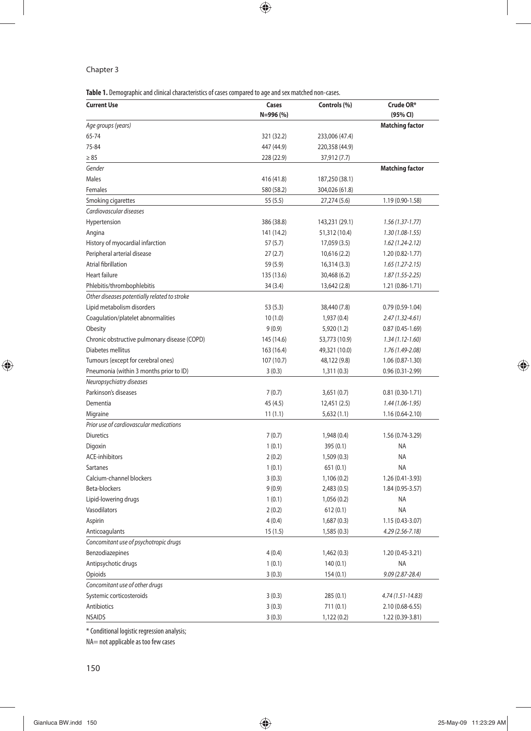**Table 1.** Demographic and clinical characteristics of cases compared to age and sex matched non-cases.

| Current Use | Cases N=996 (%) | Controls (%) | Crude OR* (95% CI) |
|---|---|---|---|
| *Age groups (years)* | | | **Matching factor** |
| 65-74 | 321 (32.2) | 233,006 (47.4) | |
| 75-84 | 447 (44.9) | 220,358 (44.9) | |
| ≥ 85 | 228 (22.9) | 37,912 (7.7) | |
| *Gender* | | | **Matching factor** |
| Males | 416 (41.8) | 187,250 (38.1) | |
| Females | 580 (58.2) | 304,026 (61.8) | |
| Smoking cigarettes | 55 (5.5) | 27,274 (5.6) | 1.19 (0.90-1.58) |
| *Cardiovascular diseases* | | | |
| Hypertension | 386 (38.8) | 143,231 (29.1) | *1.56 (1.37-1.77)* |
| Angina | 141 (14.2) | 51,312 (10.4) | *1.30 (1.08-1.55)* |
| History of myocardial infarction | 57 (5.7) | 17,059 (3.5) | *1.62 (1.24-2.12)* |
| Peripheral arterial disease | 27 (2.7) | 10,616 (2.2) | 1.20 (0.82-1.77) |
| Atrial fibrillation | 59 (5.9) | 16,314 (3.3) | *1.65 (1.27-2.15)* |
| Heart failure | 135 (13.6) | 30,468 (6.2) | *1.87 (1.55-2.25)* |
| Phlebitis/thrombophlebitis | 34 (3.4) | 13,642 (2.8) | 1.21 (0.86-1.71) |
| *Other diseases potentially related to stroke* | | | |
| Lipid metabolism disorders | 53 (5.3) | 38,440 (7.8) | 0.79 (0.59-1.04) |
| Coagulation/platelet abnormalities | 10 (1.0) | 1,937 (0.4) | *2.47 (1.32-4.61)* |
| Obesity | 9 (0.9) | 5,920 (1.2) | 0.87 (0.45-1.69) |
| Chronic obstructive pulmonary disease (COPD) | 145 (14.6) | 53,773 (10.9) | *1.34 (1.12-1.60)* |
| Diabetes mellitus | 163 (16.4) | 49,321 (10.0) | *1.76 (1.49-2.08)* |
| Tumours (except for cerebral ones) | 107 (10.7) | 48,122 (9.8) | 1.06 (0.87-1.30) |
| Pneumonia (within 3 months prior to ID) | 3 (0.3) | 1,311 (0.3) | 0.96 (0.31-2.99) |
| *Neuropsychiatry diseases* | | | |
| Parkinson's diseases | 7 (0.7) | 3,651 (0.7) | 0.81 (0.30-1.71) |
| Dementia | 45 (4.5) | 12,451 (2.5) | *1.44 (1.06-1.95)* |
| Migraine | 11 (1.1) | 5,632 (1.1) | 1.16 (0.64-2.10) |
| *Prior use of cardiovascular medications* | | | |
| Diuretics | 7 (0.7) | 1,948 (0.4) | 1.56 (0.74-3.29) |
| Digoxin | 1 (0.1) | 395 (0.1) | NA |
| ACE-inhibitors | 2 (0.2) | 1,509 (0.3) | NA |
| Sartanes | 1 (0.1) | 651 (0.1) | NA |
| Calcium-channel blockers | 3 (0.3) | 1,106 (0.2) | 1.26 (0.41-3.93) |
| Beta-blockers | 9 (0.9) | 2,483 (0.5) | 1.84 (0.95-3.57) |
| Lipid-lowering drugs | 1 (0.1) | 1,056 (0.2) | NA |
| Vasodilators | 2 (0.2) | 612 (0.1) | NA |
| Aspirin | 4 (0.4) | 1,687 (0.3) | 1.15 (0.43-3.07) |
| Anticoagulants | 15 (1.5) | 1,585 (0.3) | *4.29 (2.56-7.18)* |
| *Concomitant use of psychotropic drugs* | | | |
| Benzodiazepines | 4 (0.4) | 1,462 (0.3) | 1.20 (0.45-3.21) |
| Antipsychotic drugs | 1 (0.1) | 140 (0.1) | NA |
| Opioids | 3 (0.3) | 154 (0.1) | *9.09 (2.87-28.4)* |
| *Concomitant use of other drugs* | | | |
| Systemic corticosteroids | 3 (0.3) | 285 (0.1) | *4.74 (1.51-14.83)* |
| Antibiotics | 3 (0.3) | 711 (0.1) | 2.10 (0.68-6.55) |
| NSAIDS | 3 (0.3) | 1,122 (0.2) | 1.22 (0.39-3.81) |

* Conditional logistic regression analysis;

NA= not applicable as too few cases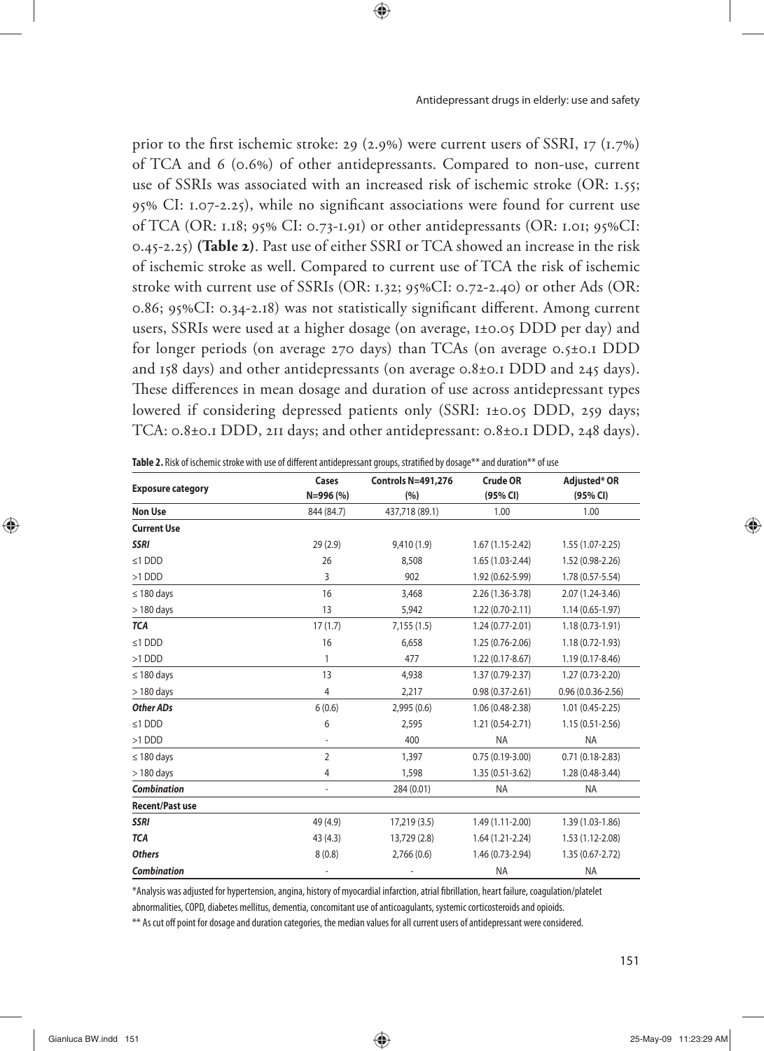prior to the first ischemic stroke: 29 (2.9%) were current users of SSRI, 17 (1.7%) of TCA and 6 (0.6%) of other antidepressants. Compared to non-use, current use of SSRIs was associated with an increased risk of ischemic stroke (OR: 1.55; 95% CI: 1.07-2.25), while no significant associations were found for current use of TCA (OR: 1.18; 95% CI: 0.73-1.91) or other antidepressants (OR: 1.01; 95%CI: 0.45-2.25) **(Table 2)**. Past use of either SSRI or TCA showed an increase in the risk of ischemic stroke as well. Compared to current use of TCA the risk of ischemic stroke with current use of SSRIs (OR: 1.32; 95%CI: 0.72-2.40) or other Ads (OR: 0.86; 95%CI: 0.34-2.18) was not statistically significant different. Among current users, SSRIs were used at a higher dosage (on average, 1±0.05 DDD per day) and for longer periods (on average 270 days) than TCAs (on average 0.5±0.1 DDD and 158 days) and other antidepressants (on average 0.8±0.1 DDD and 245 days). These differences in mean dosage and duration of use across antidepressant types lowered if considering depressed patients only (SSRI: 1±0.05 DDD, 259 days; TCA: 0.8±0.1 DDD, 211 days; and other antidepressant: 0.8±0.1 DDD, 248 days).

**Table 2.** Risk of ischemic stroke with use of different antidepressant groups, stratified by dosage** and duration** of use

| Exposure category | Cases N=996 (%) | Controls N=491,276 (%) | Crude OR (95% CI) | Adjusted* OR (95% CI) |
|---|---|---|---|---|
| **Non Use** | 844 (84.7) | 437,718 (89.1) | 1.00 | 1.00 |
| **Current Use** | | | | |
| ***SSRI*** | 29 (2.9) | 9,410 (1.9) | 1.67 (1.15-2.42) | 1.55 (1.07-2.25) |
| ≤1 DDD | 26 | 8,508 | 1.65 (1.03-2.44) | 1.52 (0.98-2.26) |
| >1 DDD | 3 | 902 | 1.92 (0.62-5.99) | 1.78 (0.57-5.54) |
| ≤ 180 days | 16 | 3,468 | 2.26 (1.36-3.78) | 2.07 (1.24-3.46) |
| > 180 days | 13 | 5,942 | 1.22 (0.70-2.11) | 1.14 (0.65-1.97) |
| ***TCA*** | 17 (1.7) | 7,155 (1.5) | 1.24 (0.77-2.01) | 1.18 (0.73-1.91) |
| ≤1 DDD | 16 | 6,658 | 1.25 (0.76-2.06) | 1.18 (0.72-1.93) |
| >1 DDD | 1 | 477 | 1.22 (0.17-8.67) | 1.19 (0.17-8.46) |
| ≤ 180 days | 13 | 4,938 | 1.37 (0.79-2.37) | 1.27 (0.73-2.20) |
| > 180 days | 4 | 2,217 | 0.98 (0.37-2.61) | 0.96 (0.0.36-2.56) |
| ***Other ADs*** | 6 (0.6) | 2,995 (0.6) | 1.06 (0.48-2.38) | 1.01 (0.45-2.25) |
| ≤1 DDD | 6 | 2,595 | 1.21 (0.54-2.71) | 1.15 (0.51-2.56) |
| >1 DDD | - | 400 | NA | NA |
| ≤ 180 days | 2 | 1,397 | 0.75 (0.19-3.00) | 0.71 (0.18-2.83) |
| > 180 days | 4 | 1,598 | 1.35 (0.51-3.62) | 1.28 (0.48-3.44) |
| ***Combination*** | - | 284 (0.01) | NA | NA |
| **Recent/Past use** | | | | |
| ***SSRI*** | 49 (4.9) | 17,219 (3.5) | 1.49 (1.11-2.00) | 1.39 (1.03-1.86) |
| ***TCA*** | 43 (4.3) | 13,729 (2.8) | 1.64 (1.21-2.24) | 1.53 (1.12-2.08) |
| ***Others*** | 8 (0.8) | 2,766 (0.6) | 1.46 (0.73-2.94) | 1.35 (0.67-2.72) |
| ***Combination*** | - | - | NA | NA |

*Analysis was adjusted for hypertension, angina, history of myocardial infarction, atrial fibrillation, heart failure, coagulation/platelet abnormalities, COPD, diabetes mellitus, dementia, concomitant use of anticoagulants, systemic corticosteroids and opioids.

** As cut off point for dosage and duration categories, the median values for all current users of antidepressant were considered.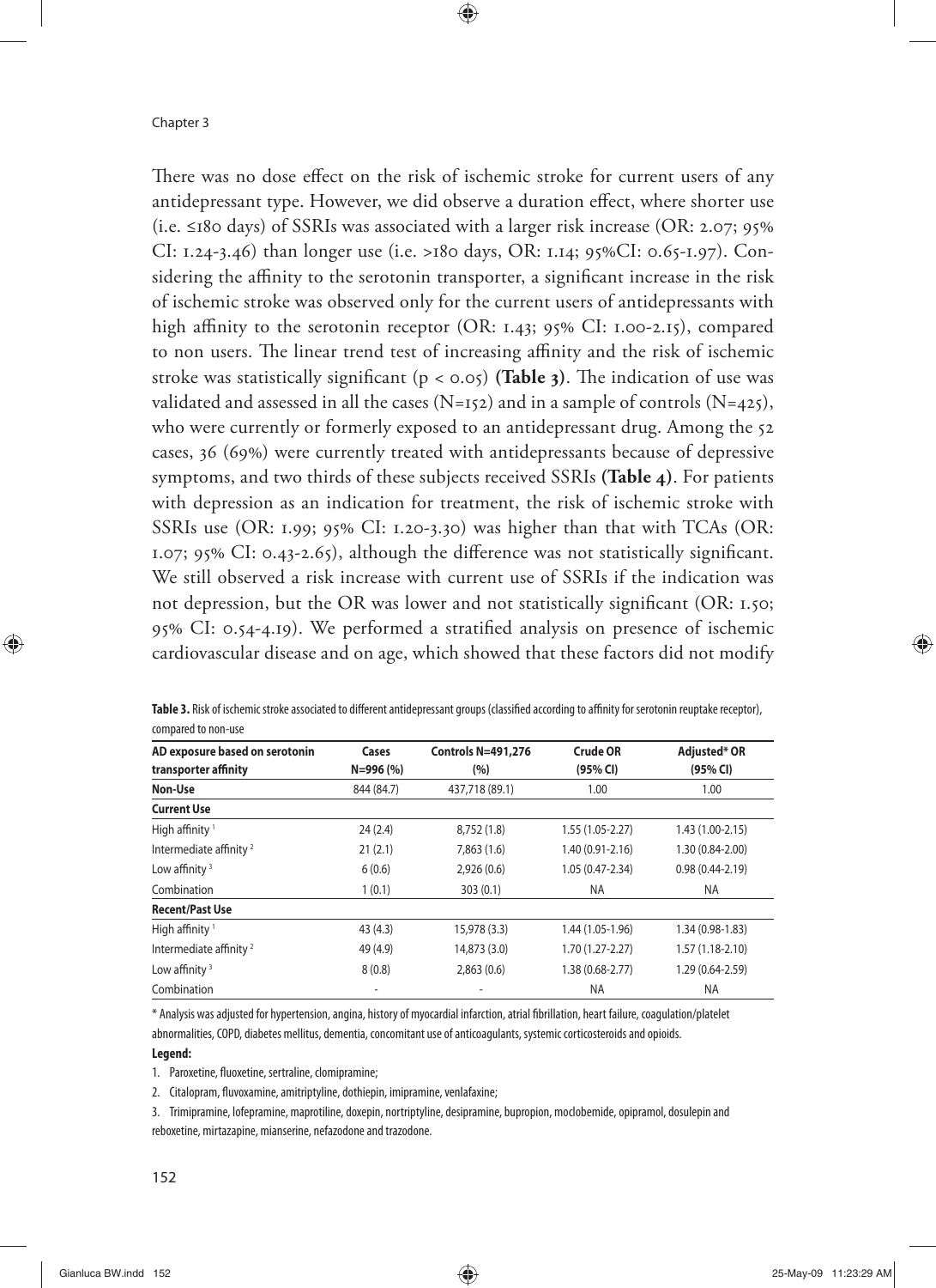There was no dose effect on the risk of ischemic stroke for current users of any antidepressant type. However, we did observe a duration effect, where shorter use (i.e. ≤180 days) of SSRIs was associated with a larger risk increase (OR: 2.07; 95% CI: 1.24-3.46) than longer use (i.e. >180 days, OR: 1.14; 95%CI: 0.65-1.97). Considering the affinity to the serotonin transporter, a significant increase in the risk of ischemic stroke was observed only for the current users of antidepressants with high affinity to the serotonin receptor (OR: 1.43; 95% CI: 1.00-2.15), compared to non users. The linear trend test of increasing affinity and the risk of ischemic stroke was statistically significant ($p < 0.05$) **(Table 3)**. The indication of use was validated and assessed in all the cases (N=152) and in a sample of controls (N=425), who were currently or formerly exposed to an antidepressant drug. Among the 52 cases, 36 (69%) were currently treated with antidepressants because of depressive symptoms, and two thirds of these subjects received SSRIs **(Table 4)**. For patients with depression as an indication for treatment, the risk of ischemic stroke with SSRIs use (OR: 1.99; 95% CI: 1.20-3.30) was higher than that with TCAs (OR: 1.07; 95% CI: 0.43-2.65), although the difference was not statistically significant. We still observed a risk increase with current use of SSRIs if the indication was not depression, but the OR was lower and not statistically significant (OR: 1.50; 95% CI: 0.54-4.19). We performed a stratified analysis on presence of ischemic cardiovascular disease and on age, which showed that these factors did not modify

**Table 3.** Risk of ischemic stroke associated to different antidepressant groups (classified according to affinity for serotonin reuptake receptor), compared to non-use

| AD exposure based on serotonin transporter affinity | Cases N=996 (%) | Controls N=491,276 (%) | Crude OR (95% CI) | Adjusted* OR (95% CI) |
|---|---|---|---|---|
| **Non-Use** | 844 (84.7) | 437,718 (89.1) | 1.00 | 1.00 |
| **Current Use** | | | | |
| High affinity [1] | 24 (2.4) | 8,752 (1.8) | 1.55 (1.05-2.27) | 1.43 (1.00-2.15) |
| Intermediate affinity [2] | 21 (2.1) | 7,863 (1.6) | 1.40 (0.91-2.16) | 1.30 (0.84-2.00) |
| Low affinity [3] | 6 (0.6) | 2,926 (0.6) | 1.05 (0.47-2.34) | 0.98 (0.44-2.19) |
| Combination | 1 (0.1) | 303 (0.1) | NA | NA |
| **Recent/Past Use** | | | | |
| High affinity [1] | 43 (4.3) | 15,978 (3.3) | 1.44 (1.05-1.96) | 1.34 (0.98-1.83) |
| Intermediate affinity [2] | 49 (4.9) | 14,873 (3.0) | 1.70 (1.27-2.27) | 1.57 (1.18-2.10) |
| Low affinity [3] | 8 (0.8) | 2,863 (0.6) | 1.38 (0.68-2.77) | 1.29 (0.64-2.59) |
| Combination | - | - | NA | NA |

\* Analysis was adjusted for hypertension, angina, history of myocardial infarction, atrial fibrillation, heart failure, coagulation/platelet abnormalities, COPD, diabetes mellitus, dementia, concomitant use of anticoagulants, systemic corticosteroids and opioids.

**Legend:**

1. Paroxetine, fluoxetine, sertraline, clomipramine;
2. Citalopram, fluvoxamine, amitriptyline, dothiepin, imipramine, venlafaxine;
3. Trimipramine, lofepramine, maprotiline, doxepin, nortriptyline, desipramine, bupropion, moclobemide, opipramol, dosulepin and reboxetine, mirtazapine, mianserine, nefazodone and trazodone.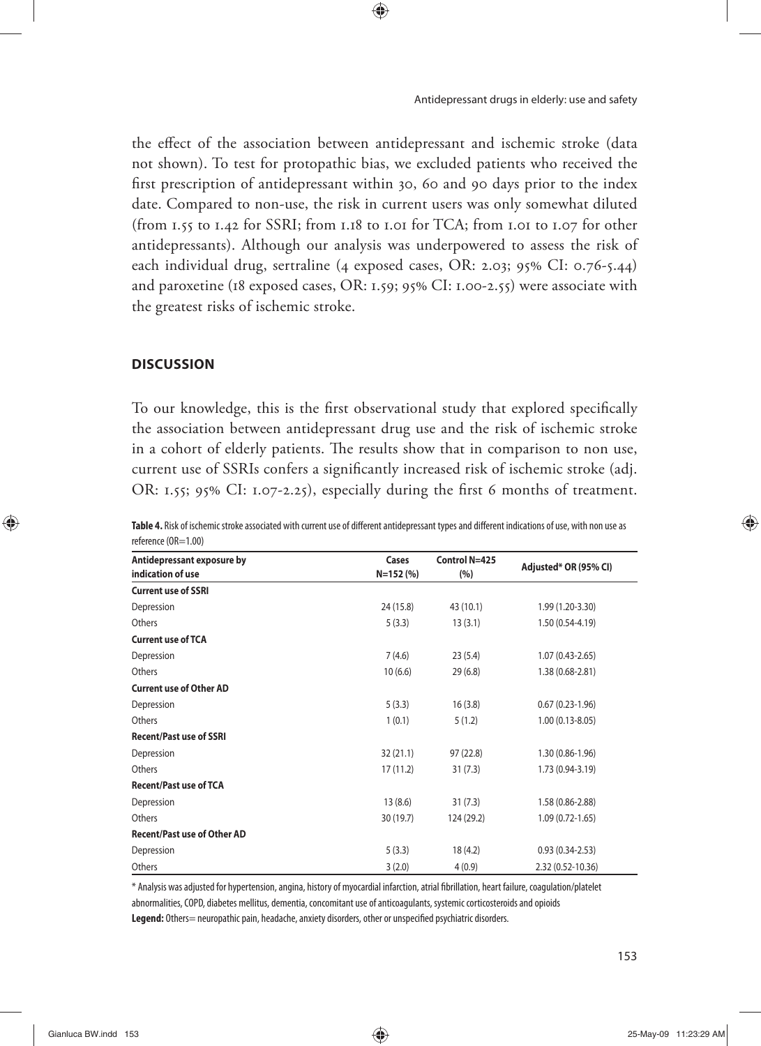the effect of the association between antidepressant and ischemic stroke (data not shown). To test for protopathic bias, we excluded patients who received the first prescription of antidepressant within 30, 60 and 90 days prior to the index date. Compared to non-use, the risk in current users was only somewhat diluted (from 1.55 to 1.42 for SSRI; from 1.18 to 1.01 for TCA; from 1.01 to 1.07 for other antidepressants). Although our analysis was underpowered to assess the risk of each individual drug, sertraline (4 exposed cases, OR: 2.03; 95% CI: 0.76-5.44) and paroxetine (18 exposed cases, OR: 1.59; 95% CI: 1.00-2.55) were associate with the greatest risks of ischemic stroke.

## DISCUSSION

To our knowledge, this is the first observational study that explored specifically the association between antidepressant drug use and the risk of ischemic stroke in a cohort of elderly patients. The results show that in comparison to non use, current use of SSRIs confers a significantly increased risk of ischemic stroke (adj. OR: 1.55; 95% CI: 1.07-2.25), especially during the first 6 months of treatment.

**Table 4.** Risk of ischemic stroke associated with current use of different antidepressant types and different indications of use, with non use as reference (OR=1.00)

| Antidepressant exposure by indication of use | Cases N=152 (%) | Control N=425 (%) | Adjusted* OR (95% CI) |
|---|---|---|---|
| **Current use of SSRI** | | | |
| Depression | 24 (15.8) | 43 (10.1) | 1.99 (1.20-3.30) |
| Others | 5 (3.3) | 13 (3.1) | 1.50 (0.54-4.19) |
| **Current use of TCA** | | | |
| Depression | 7 (4.6) | 23 (5.4) | 1.07 (0.43-2.65) |
| Others | 10 (6.6) | 29 (6.8) | 1.38 (0.68-2.81) |
| **Current use of Other AD** | | | |
| Depression | 5 (3.3) | 16 (3.8) | 0.67 (0.23-1.96) |
| Others | 1 (0.1) | 5 (1.2) | 1.00 (0.13-8.05) |
| **Recent/Past use of SSRI** | | | |
| Depression | 32 (21.1) | 97 (22.8) | 1.30 (0.86-1.96) |
| Others | 17 (11.2) | 31 (7.3) | 1.73 (0.94-3.19) |
| **Recent/Past use of TCA** | | | |
| Depression | 13 (8.6) | 31 (7.3) | 1.58 (0.86-2.88) |
| Others | 30 (19.7) | 124 (29.2) | 1.09 (0.72-1.65) |
| **Recent/Past use of Other AD** | | | |
| Depression | 5 (3.3) | 18 (4.2) | 0.93 (0.34-2.53) |
| Others | 3 (2.0) | 4 (0.9) | 2.32 (0.52-10.36) |

\* Analysis was adjusted for hypertension, angina, history of myocardial infarction, atrial fibrillation, heart failure, coagulation/platelet abnormalities, COPD, diabetes mellitus, dementia, concomitant use of anticoagulants, systemic corticosteroids and opioids

**Legend:** Others= neuropathic pain, headache, anxiety disorders, other or unspecified psychiatric disorders.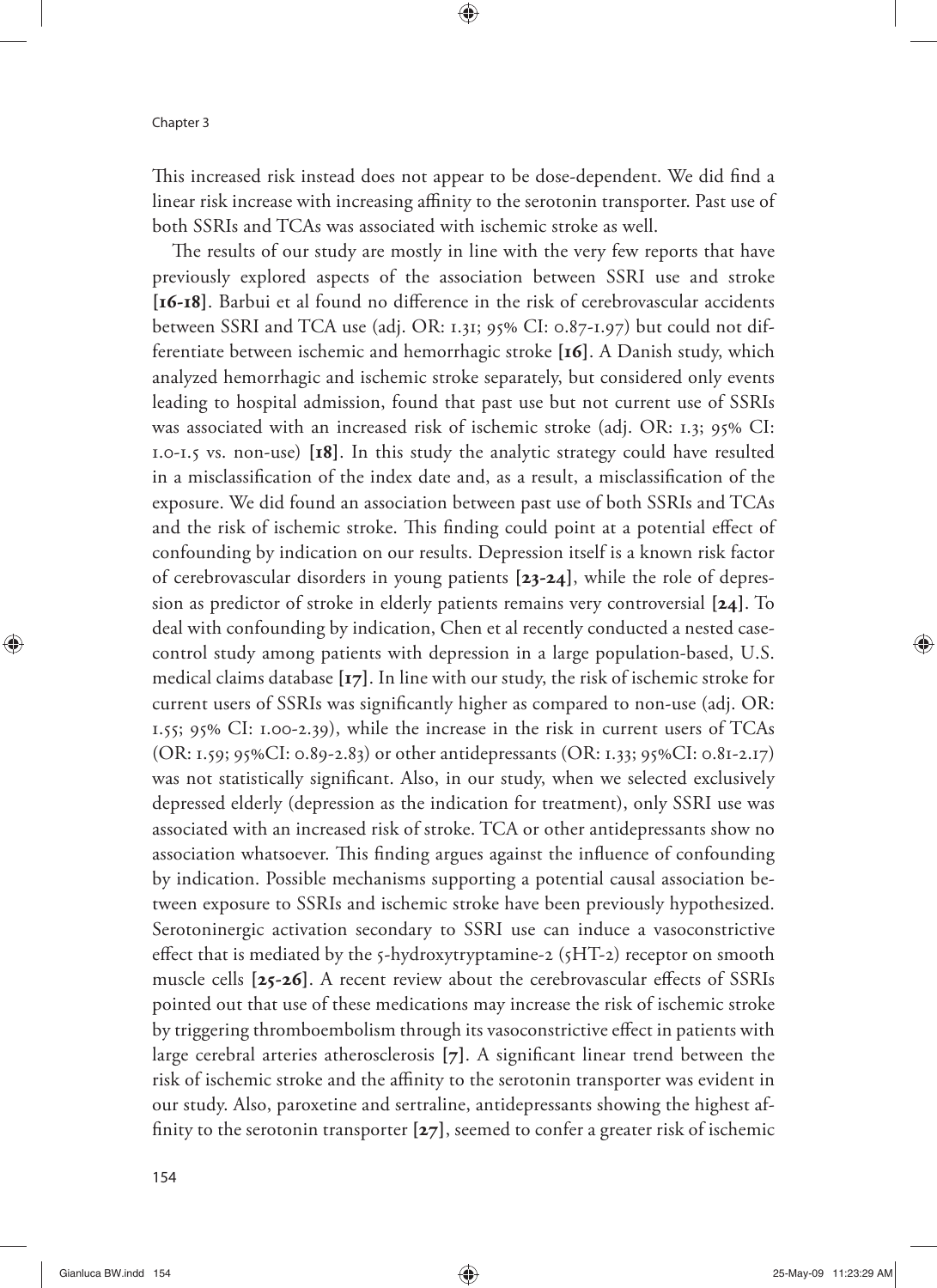This increased risk instead does not appear to be dose-dependent. We did find a linear risk increase with increasing affinity to the serotonin transporter. Past use of both SSRIs and TCAs was associated with ischemic stroke as well.

The results of our study are mostly in line with the very few reports that have previously explored aspects of the association between SSRI use and stroke **[16-18]**. Barbui et al found no difference in the risk of cerebrovascular accidents between SSRI and TCA use (adj. OR: 1.31; 95% CI: 0.87-1.97) but could not differentiate between ischemic and hemorrhagic stroke **[16]**. A Danish study, which analyzed hemorrhagic and ischemic stroke separately, but considered only events leading to hospital admission, found that past use but not current use of SSRIs was associated with an increased risk of ischemic stroke (adj. OR: 1.3; 95% CI: 1.0-1.5 vs. non-use) **[18]**. In this study the analytic strategy could have resulted in a misclassification of the index date and, as a result, a misclassification of the exposure. We did found an association between past use of both SSRIs and TCAs and the risk of ischemic stroke. This finding could point at a potential effect of confounding by indication on our results. Depression itself is a known risk factor of cerebrovascular disorders in young patients **[23-24]**, while the role of depression as predictor of stroke in elderly patients remains very controversial **[24]**. To deal with confounding by indication, Chen et al recently conducted a nested case-control study among patients with depression in a large population-based, U.S. medical claims database **[17]**. In line with our study, the risk of ischemic stroke for current users of SSRIs was significantly higher as compared to non-use (adj. OR: 1.55; 95% CI: 1.00-2.39), while the increase in the risk in current users of TCAs (OR: 1.59; 95%CI: 0.89-2.83) or other antidepressants (OR: 1.33; 95%CI: 0.81-2.17) was not statistically significant. Also, in our study, when we selected exclusively depressed elderly (depression as the indication for treatment), only SSRI use was associated with an increased risk of stroke. TCA or other antidepressants show no association whatsoever. This finding argues against the influence of confounding by indication. Possible mechanisms supporting a potential causal association between exposure to SSRIs and ischemic stroke have been previously hypothesized. Serotoninergic activation secondary to SSRI use can induce a vasoconstrictive effect that is mediated by the 5-hydroxytryptamine-2 (5HT-2) receptor on smooth muscle cells **[25-26]**. A recent review about the cerebrovascular effects of SSRIs pointed out that use of these medications may increase the risk of ischemic stroke by triggering thromboembolism through its vasoconstrictive effect in patients with large cerebral arteries atherosclerosis **[7]**. A significant linear trend between the risk of ischemic stroke and the affinity to the serotonin transporter was evident in our study. Also, paroxetine and sertraline, antidepressants showing the highest affinity to the serotonin transporter **[27]**, seemed to confer a greater risk of ischemic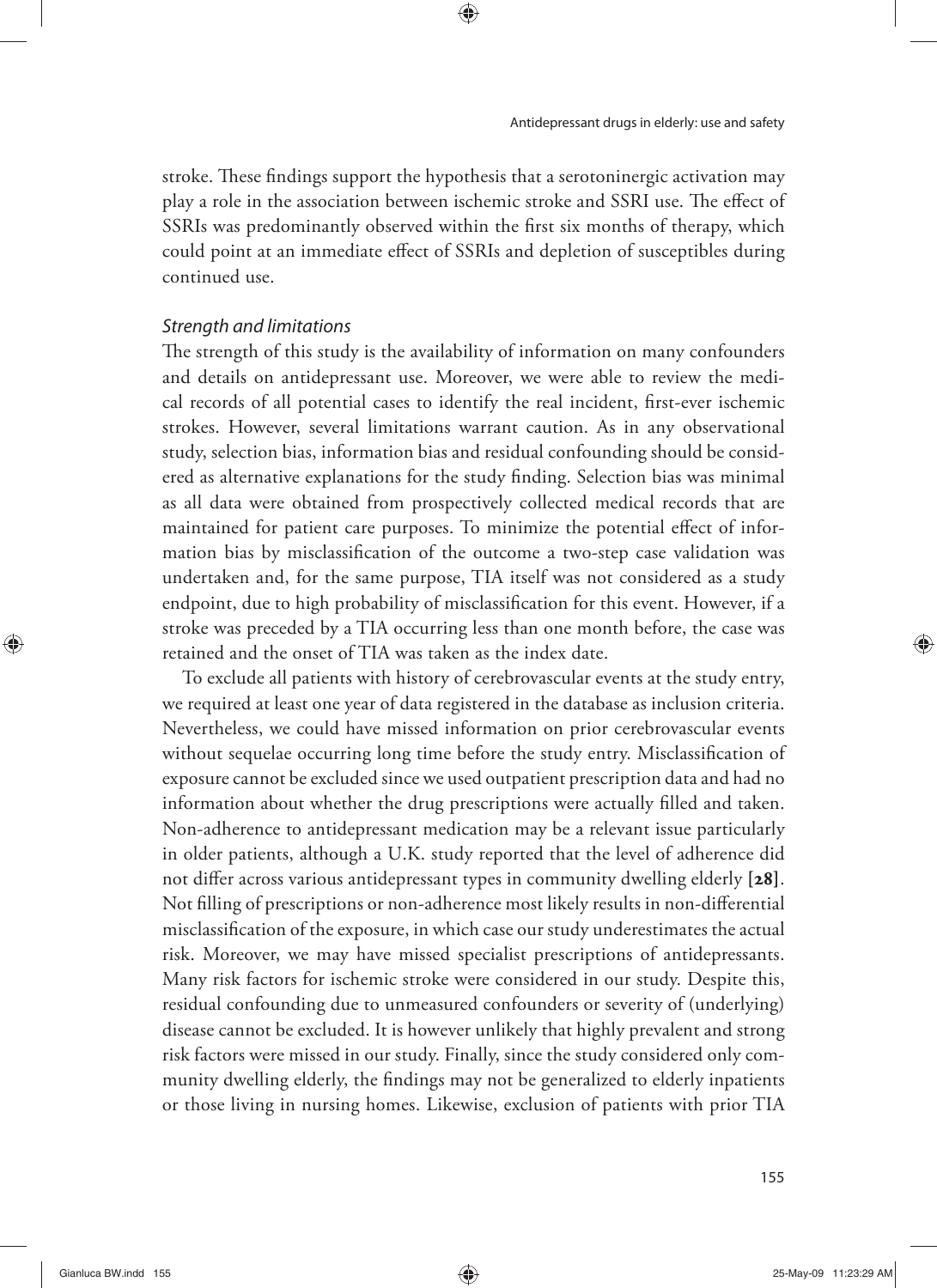stroke. These findings support the hypothesis that a serotoninergic activation may play a role in the association between ischemic stroke and SSRI use. The effect of SSRIs was predominantly observed within the first six months of therapy, which could point at an immediate effect of SSRIs and depletion of susceptibles during continued use.

### *Strength and limitations*

The strength of this study is the availability of information on many confounders and details on antidepressant use. Moreover, we were able to review the medical records of all potential cases to identify the real incident, first-ever ischemic strokes. However, several limitations warrant caution. As in any observational study, selection bias, information bias and residual confounding should be considered as alternative explanations for the study finding. Selection bias was minimal as all data were obtained from prospectively collected medical records that are maintained for patient care purposes. To minimize the potential effect of information bias by misclassification of the outcome a two-step case validation was undertaken and, for the same purpose, TIA itself was not considered as a study endpoint, due to high probability of misclassification for this event. However, if a stroke was preceded by a TIA occurring less than one month before, the case was retained and the onset of TIA was taken as the index date.

To exclude all patients with history of cerebrovascular events at the study entry, we required at least one year of data registered in the database as inclusion criteria. Nevertheless, we could have missed information on prior cerebrovascular events without sequelae occurring long time before the study entry. Misclassification of exposure cannot be excluded since we used outpatient prescription data and had no information about whether the drug prescriptions were actually filled and taken. Non-adherence to antidepressant medication may be a relevant issue particularly in older patients, although a U.K. study reported that the level of adherence did not differ across various antidepressant types in community dwelling elderly **[28]**. Not filling of prescriptions or non-adherence most likely results in non-differential misclassification of the exposure, in which case our study underestimates the actual risk. Moreover, we may have missed specialist prescriptions of antidepressants. Many risk factors for ischemic stroke were considered in our study. Despite this, residual confounding due to unmeasured confounders or severity of (underlying) disease cannot be excluded. It is however unlikely that highly prevalent and strong risk factors were missed in our study. Finally, since the study considered only community dwelling elderly, the findings may not be generalized to elderly inpatients or those living in nursing homes. Likewise, exclusion of patients with prior TIA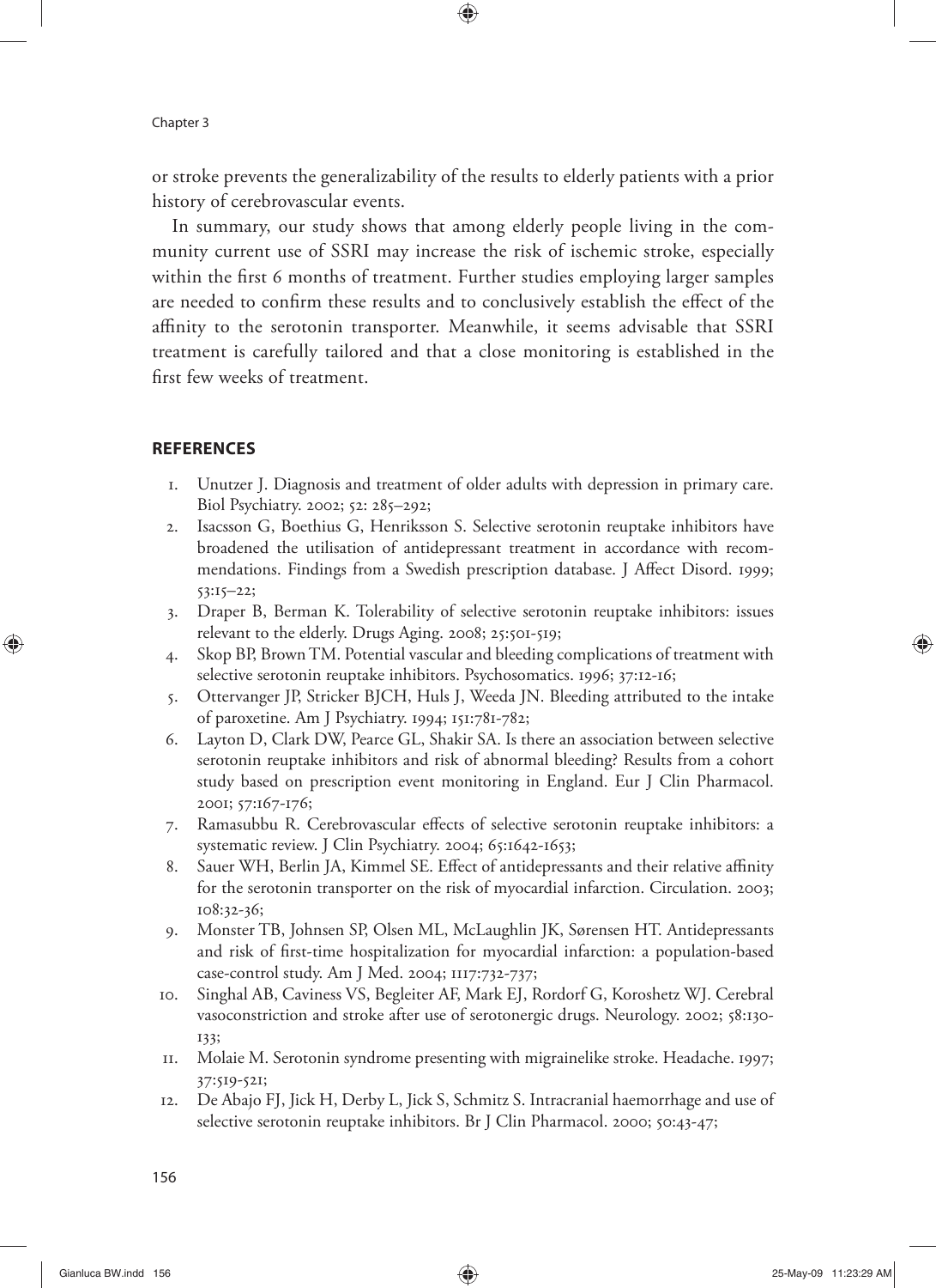or stroke prevents the generalizability of the results to elderly patients with a prior history of cerebrovascular events.

In summary, our study shows that among elderly people living in the community current use of SSRI may increase the risk of ischemic stroke, especially within the first 6 months of treatment. Further studies employing larger samples are needed to confirm these results and to conclusively establish the effect of the affinity to the serotonin transporter. Meanwhile, it seems advisable that SSRI treatment is carefully tailored and that a close monitoring is established in the first few weeks of treatment.

## REFERENCES

1. Unutzer J. Diagnosis and treatment of older adults with depression in primary care. Biol Psychiatry. 2002; 52: 285–292;
2. Isacsson G, Boethius G, Henriksson S. Selective serotonin reuptake inhibitors have broadened the utilisation of antidepressant treatment in accordance with recommendations. Findings from a Swedish prescription database. J Affect Disord. 1999; 53:15–22;
3. Draper B, Berman K. Tolerability of selective serotonin reuptake inhibitors: issues relevant to the elderly. Drugs Aging. 2008; 25:501-519;
4. Skop BP, Brown TM. Potential vascular and bleeding complications of treatment with selective serotonin reuptake inhibitors. Psychosomatics. 1996; 37:12-16;
5. Ottervanger JP, Stricker BJCH, Huls J, Weeda JN. Bleeding attributed to the intake of paroxetine. Am J Psychiatry. 1994; 151:781-782;
6. Layton D, Clark DW, Pearce GL, Shakir SA. Is there an association between selective serotonin reuptake inhibitors and risk of abnormal bleeding? Results from a cohort study based on prescription event monitoring in England. Eur J Clin Pharmacol. 2001; 57:167-176;
7. Ramasubbu R. Cerebrovascular effects of selective serotonin reuptake inhibitors: a systematic review. J Clin Psychiatry. 2004; 65:1642-1653;
8. Sauer WH, Berlin JA, Kimmel SE. Effect of antidepressants and their relative affinity for the serotonin transporter on the risk of myocardial infarction. Circulation. 2003; 108:32-36;
9. Monster TB, Johnsen SP, Olsen ML, McLaughlin JK, Sørensen HT. Antidepressants and risk of first-time hospitalization for myocardial infarction: a population-based case-control study. Am J Med. 2004; 1117:732-737;
10. Singhal AB, Caviness VS, Begleiter AF, Mark EJ, Rordorf G, Koroshetz WJ. Cerebral vasoconstriction and stroke after use of serotonergic drugs. Neurology. 2002; 58:130-133;
11. Molaie M. Serotonin syndrome presenting with migrainelike stroke. Headache. 1997; 37:519-521;
12. De Abajo FJ, Jick H, Derby L, Jick S, Schmitz S. Intracranial haemorrhage and use of selective serotonin reuptake inhibitors. Br J Clin Pharmacol. 2000; 50:43-47;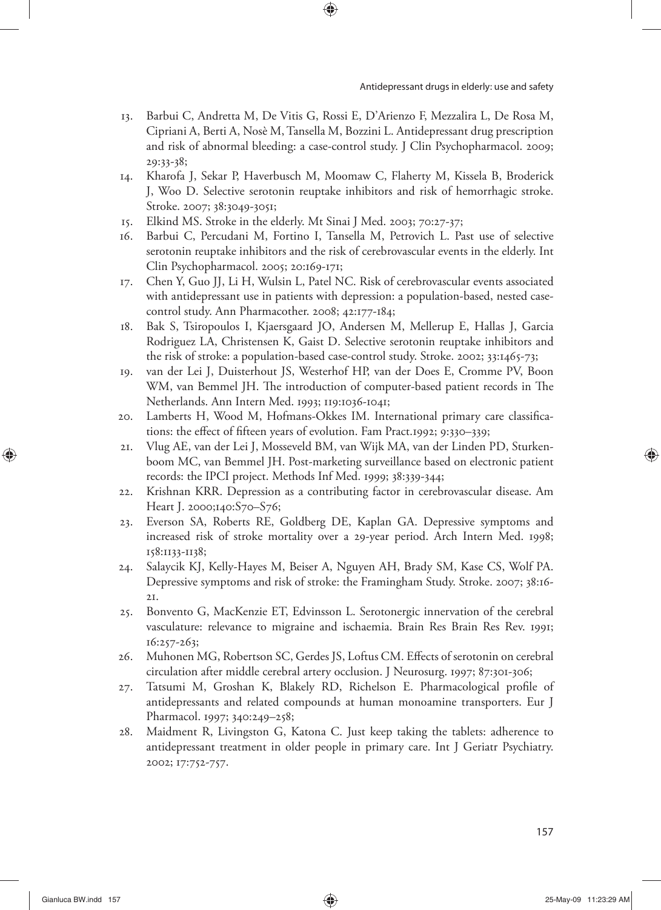13. Barbui C, Andretta M, De Vitis G, Rossi E, D'Arienzo F, Mezzalira L, De Rosa M, Cipriani A, Berti A, Nosè M, Tansella M, Bozzini L. Antidepressant drug prescription and risk of abnormal bleeding: a case-control study. J Clin Psychopharmacol. 2009; 29:33-38;
14. Kharofa J, Sekar P, Haverbusch M, Moomaw C, Flaherty M, Kissela B, Broderick J, Woo D. Selective serotonin reuptake inhibitors and risk of hemorrhagic stroke. Stroke. 2007; 38:3049-3051;
15. Elkind MS. Stroke in the elderly. Mt Sinai J Med. 2003; 70:27-37;
16. Barbui C, Percudani M, Fortino I, Tansella M, Petrovich L. Past use of selective serotonin reuptake inhibitors and the risk of cerebrovascular events in the elderly. Int Clin Psychopharmacol. 2005; 20:169-171;
17. Chen Y, Guo JJ, Li H, Wulsin L, Patel NC. Risk of cerebrovascular events associated with antidepressant use in patients with depression: a population-based, nested case-control study. Ann Pharmacother. 2008; 42:177-184;
18. Bak S, Tsiropoulos I, Kjaersgaard JO, Andersen M, Mellerup E, Hallas J, Garcia Rodriguez LA, Christensen K, Gaist D. Selective serotonin reuptake inhibitors and the risk of stroke: a population-based case-control study. Stroke. 2002; 33:1465-73;
19. van der Lei J, Duisterhout JS, Westerhof HP, van der Does E, Cromme PV, Boon WM, van Bemmel JH. The introduction of computer-based patient records in The Netherlands. Ann Intern Med. 1993; 119:1036-1041;
20. Lamberts H, Wood M, Hofmans-Okkes IM. International primary care classifications: the effect of fifteen years of evolution. Fam Pract.1992; 9:330–339;
21. Vlug AE, van der Lei J, Mosseveld BM, van Wijk MA, van der Linden PD, Sturkenboom MC, van Bemmel JH. Post-marketing surveillance based on electronic patient records: the IPCI project. Methods Inf Med. 1999; 38:339-344;
22. Krishnan KRR. Depression as a contributing factor in cerebrovascular disease. Am Heart J. 2000;140:S70–S76;
23. Everson SA, Roberts RE, Goldberg DE, Kaplan GA. Depressive symptoms and increased risk of stroke mortality over a 29-year period. Arch Intern Med. 1998; 158:1133-1138;
24. Salaycik KJ, Kelly-Hayes M, Beiser A, Nguyen AH, Brady SM, Kase CS, Wolf PA. Depressive symptoms and risk of stroke: the Framingham Study. Stroke. 2007; 38:16-21.
25. Bonvento G, MacKenzie ET, Edvinsson L. Serotonergic innervation of the cerebral vasculature: relevance to migraine and ischaemia. Brain Res Brain Res Rev. 1991; 16:257-263;
26. Muhonen MG, Robertson SC, Gerdes JS, Loftus CM. Effects of serotonin on cerebral circulation after middle cerebral artery occlusion. J Neurosurg. 1997; 87:301-306;
27. Tatsumi M, Groshan K, Blakely RD, Richelson E. Pharmacological profile of antidepressants and related compounds at human monoamine transporters. Eur J Pharmacol. 1997; 340:249–258;
28. Maidment R, Livingston G, Katona C. Just keep taking the tablets: adherence to antidepressant treatment in older people in primary care. Int J Geriatr Psychiatry. 2002; 17:752-757.